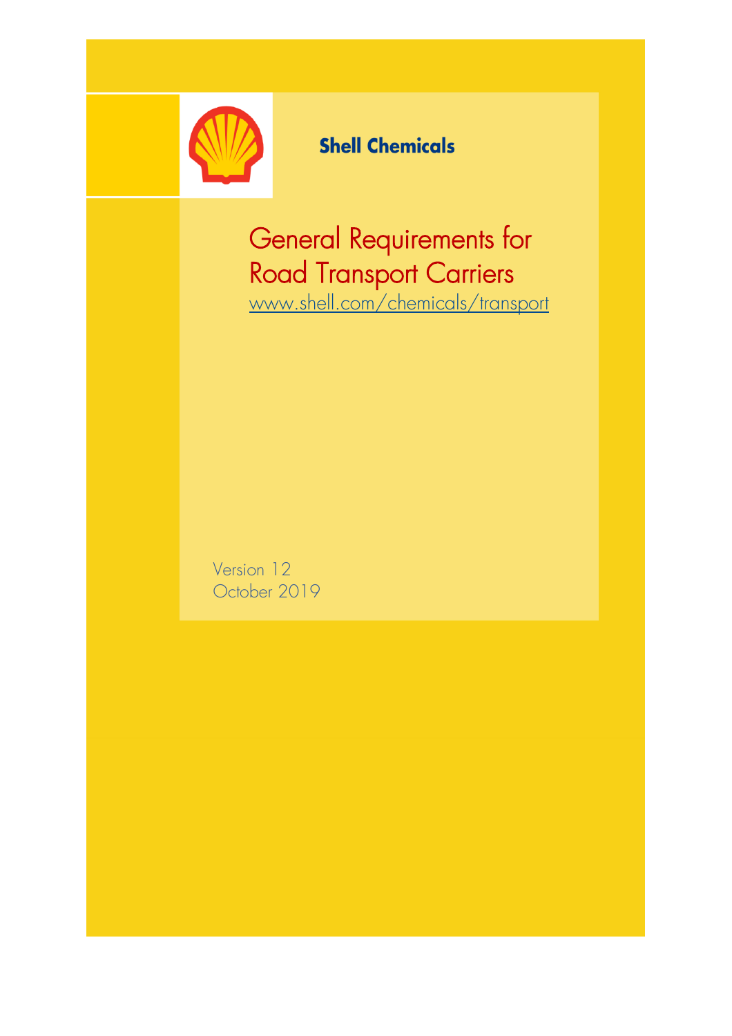**Shell Chemicals**

# General Requirements for Road Transport Carriers

www.shell.com/chemicals/transport

Version 12
October 2019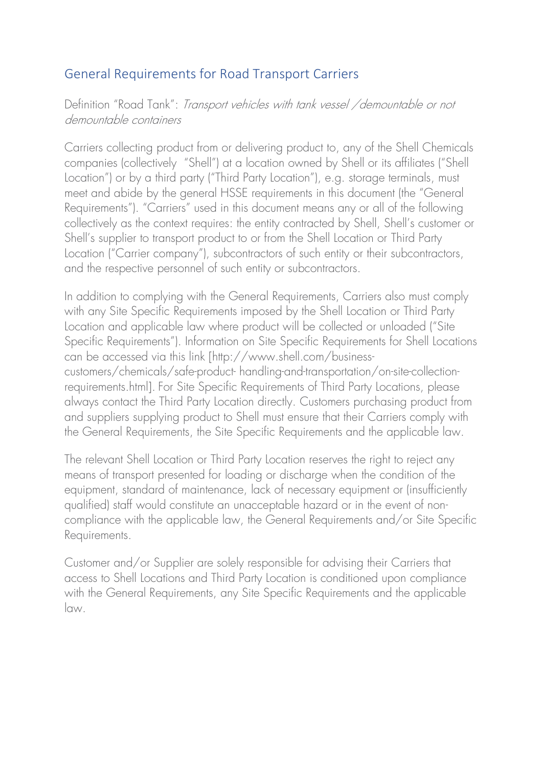## General Requirements for Road Transport Carriers

Definition "Road Tank": *Transport vehicles with tank vessel /demountable or not demountable containers*

Carriers collecting product from or delivering product to, any of the Shell Chemicals companies (collectively "Shell") at a location owned by Shell or its affiliates ("Shell Location") or by a third party ("Third Party Location"), e.g. storage terminals, must meet and abide by the general HSSE requirements in this document (the "General Requirements"). "Carriers" used in this document means any or all of the following collectively as the context requires: the entity contracted by Shell, Shell's customer or Shell's supplier to transport product to or from the Shell Location or Third Party Location ("Carrier company"), subcontractors of such entity or their subcontractors, and the respective personnel of such entity or subcontractors.

In addition to complying with the General Requirements, Carriers also must comply with any Site Specific Requirements imposed by the Shell Location or Third Party Location and applicable law where product will be collected or unloaded ("Site Specific Requirements"). Information on Site Specific Requirements for Shell Locations can be accessed via this link [http://www.shell.com/business-customers/chemicals/safe-product- handling-and-transportation/on-site-collection-requirements.html]. For Site Specific Requirements of Third Party Locations, please always contact the Third Party Location directly. Customers purchasing product from and suppliers supplying product to Shell must ensure that their Carriers comply with the General Requirements, the Site Specific Requirements and the applicable law.

The relevant Shell Location or Third Party Location reserves the right to reject any means of transport presented for loading or discharge when the condition of the equipment, standard of maintenance, lack of necessary equipment or (insufficiently qualified) staff would constitute an unacceptable hazard or in the event of non-compliance with the applicable law, the General Requirements and/or Site Specific Requirements.

Customer and/or Supplier are solely responsible for advising their Carriers that access to Shell Locations and Third Party Location is conditioned upon compliance with the General Requirements, any Site Specific Requirements and the applicable law.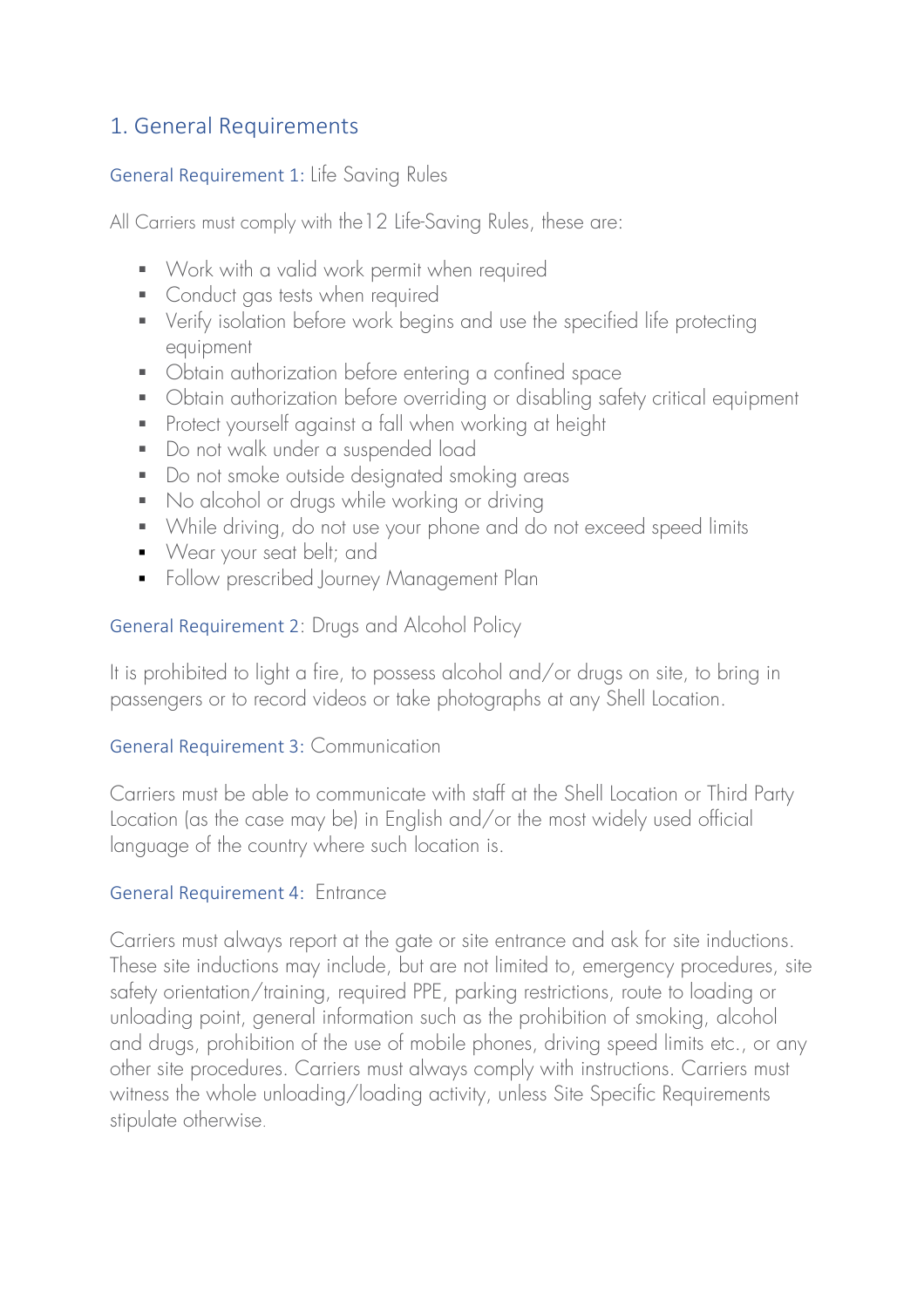## 1. General Requirements

### General Requirement 1: Life Saving Rules

All Carriers must comply with the12 Life-Saving Rules, these are:

- Work with a valid work permit when required
- Conduct gas tests when required
- Verify isolation before work begins and use the specified life protecting equipment
- Obtain authorization before entering a confined space
- Obtain authorization before overriding or disabling safety critical equipment
- Protect yourself against a fall when working at height
- Do not walk under a suspended load
- Do not smoke outside designated smoking areas
- No alcohol or drugs while working or driving
- While driving, do not use your phone and do not exceed speed limits
- Wear your seat belt; and
- Follow prescribed Journey Management Plan

### General Requirement 2: Drugs and Alcohol Policy

It is prohibited to light a fire, to possess alcohol and/or drugs on site, to bring in passengers or to record videos or take photographs at any Shell Location.

### General Requirement 3: Communication

Carriers must be able to communicate with staff at the Shell Location or Third Party Location (as the case may be) in English and/or the most widely used official language of the country where such location is.

### General Requirement 4: Entrance

Carriers must always report at the gate or site entrance and ask for site inductions. These site inductions may include, but are not limited to, emergency procedures, site safety orientation/training, required PPE, parking restrictions, route to loading or unloading point, general information such as the prohibition of smoking, alcohol and drugs, prohibition of the use of mobile phones, driving speed limits etc., or any other site procedures. Carriers must always comply with instructions. Carriers must witness the whole unloading/loading activity, unless Site Specific Requirements stipulate otherwise.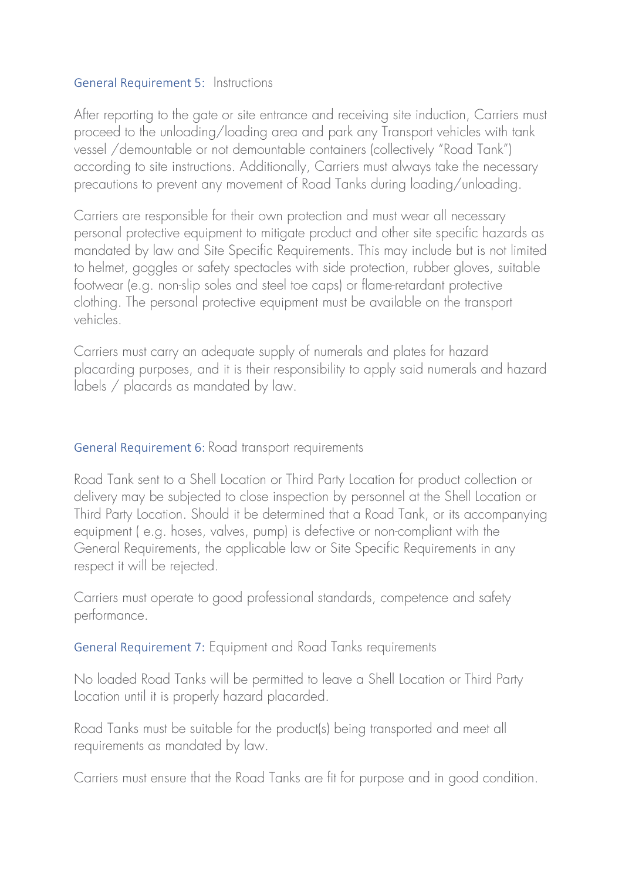### General Requirement 5: Instructions

After reporting to the gate or site entrance and receiving site induction, Carriers must proceed to the unloading/loading area and park any Transport vehicles with tank vessel /demountable or not demountable containers (collectively "Road Tank") according to site instructions. Additionally, Carriers must always take the necessary precautions to prevent any movement of Road Tanks during loading/unloading.

Carriers are responsible for their own protection and must wear all necessary personal protective equipment to mitigate product and other site specific hazards as mandated by law and Site Specific Requirements. This may include but is not limited to helmet, goggles or safety spectacles with side protection, rubber gloves, suitable footwear (e.g. non-slip soles and steel toe caps) or flame-retardant protective clothing. The personal protective equipment must be available on the transport vehicles.

Carriers must carry an adequate supply of numerals and plates for hazard placarding purposes, and it is their responsibility to apply said numerals and hazard labels / placards as mandated by law.

### General Requirement 6: Road transport requirements

Road Tank sent to a Shell Location or Third Party Location for product collection or delivery may be subjected to close inspection by personnel at the Shell Location or Third Party Location. Should it be determined that a Road Tank, or its accompanying equipment ( e.g. hoses, valves, pump) is defective or non-compliant with the General Requirements, the applicable law or Site Specific Requirements in any respect it will be rejected.

Carriers must operate to good professional standards, competence and safety performance.

### General Requirement 7: Equipment and Road Tanks requirements

No loaded Road Tanks will be permitted to leave a Shell Location or Third Party Location until it is properly hazard placarded.

Road Tanks must be suitable for the product(s) being transported and meet all requirements as mandated by law.

Carriers must ensure that the Road Tanks are fit for purpose and in good condition.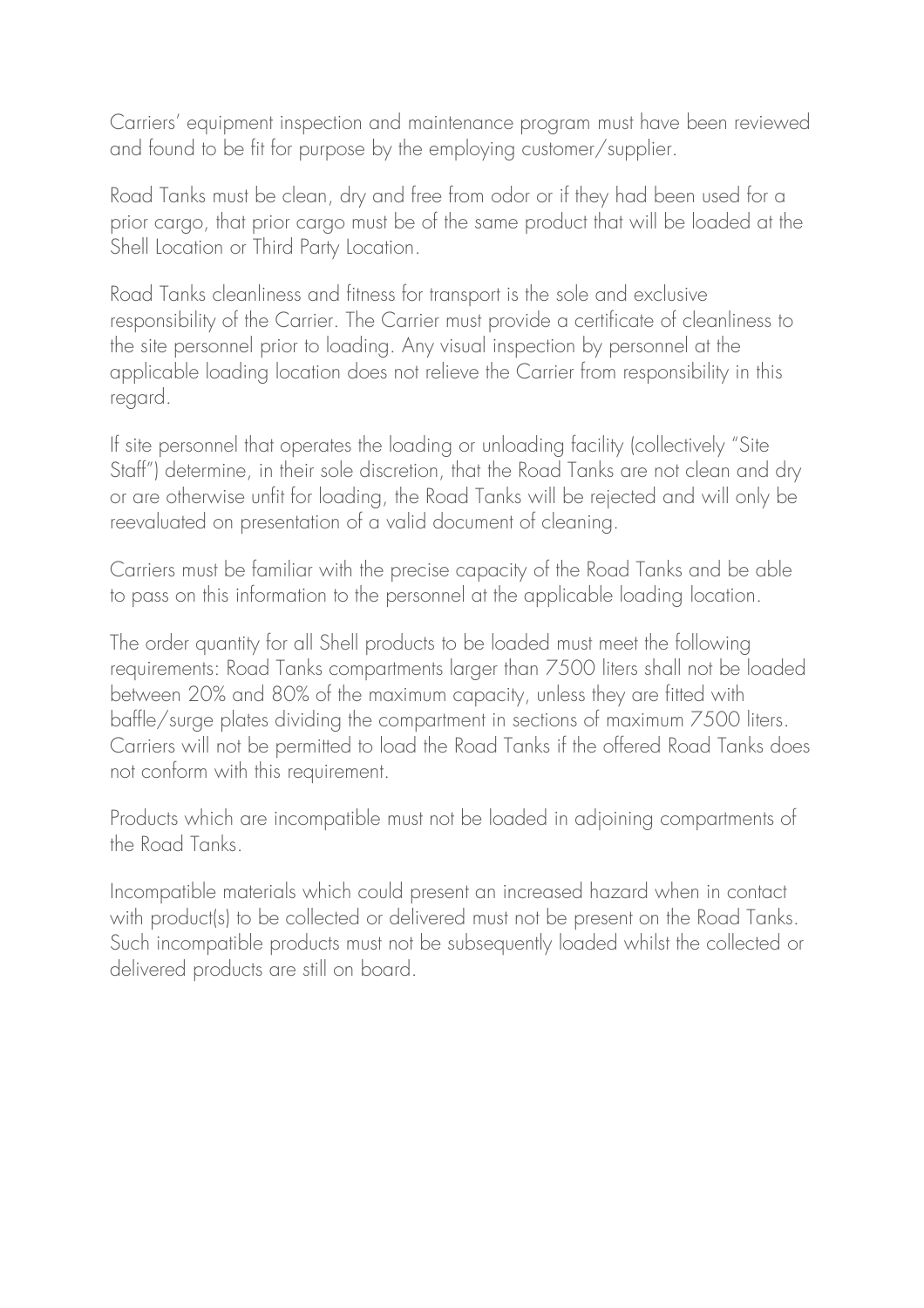Carriers' equipment inspection and maintenance program must have been reviewed and found to be fit for purpose by the employing customer/supplier.

Road Tanks must be clean, dry and free from odor or if they had been used for a prior cargo, that prior cargo must be of the same product that will be loaded at the Shell Location or Third Party Location.

Road Tanks cleanliness and fitness for transport is the sole and exclusive responsibility of the Carrier. The Carrier must provide a certificate of cleanliness to the site personnel prior to loading. Any visual inspection by personnel at the applicable loading location does not relieve the Carrier from responsibility in this regard.

If site personnel that operates the loading or unloading facility (collectively "Site Staff") determine, in their sole discretion, that the Road Tanks are not clean and dry or are otherwise unfit for loading, the Road Tanks will be rejected and will only be reevaluated on presentation of a valid document of cleaning.

Carriers must be familiar with the precise capacity of the Road Tanks and be able to pass on this information to the personnel at the applicable loading location.

The order quantity for all Shell products to be loaded must meet the following requirements: Road Tanks compartments larger than 7500 liters shall not be loaded between 20% and 80% of the maximum capacity, unless they are fitted with baffle/surge plates dividing the compartment in sections of maximum 7500 liters. Carriers will not be permitted to load the Road Tanks if the offered Road Tanks does not conform with this requirement.

Products which are incompatible must not be loaded in adjoining compartments of the Road Tanks.

Incompatible materials which could present an increased hazard when in contact with product(s) to be collected or delivered must not be present on the Road Tanks. Such incompatible products must not be subsequently loaded whilst the collected or delivered products are still on board.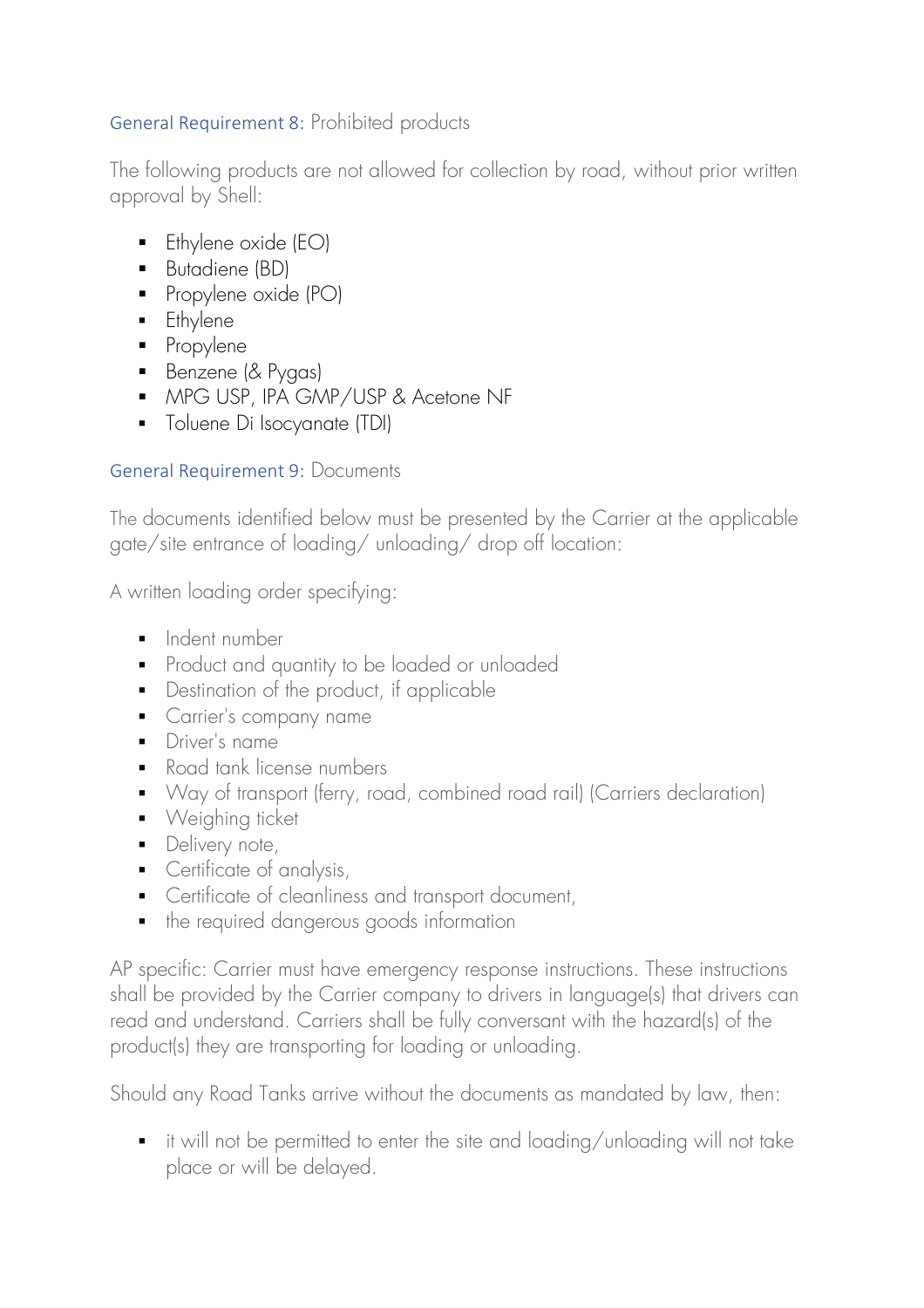### General Requirement 8: Prohibited products

The following products are not allowed for collection by road, without prior written approval by Shell:

- Ethylene oxide (EO)
- Butadiene (BD)
- Propylene oxide (PO)
- Ethylene
- Propylene
- Benzene (& Pygas)
- MPG USP, IPA GMP/USP & Acetone NF
- Toluene Di Isocyanate (TDI)

### General Requirement 9: Documents

The documents identified below must be presented by the Carrier at the applicable gate/site entrance of loading/ unloading/ drop off location:

A written loading order specifying:

- Indent number
- Product and quantity to be loaded or unloaded
- Destination of the product, if applicable
- Carrier's company name
- Driver's name
- Road tank license numbers
- Way of transport (ferry, road, combined road rail) (Carriers declaration)
- Weighing ticket
- Delivery note,
- Certificate of analysis,
- Certificate of cleanliness and transport document,
- the required dangerous goods information

AP specific: Carrier must have emergency response instructions. These instructions shall be provided by the Carrier company to drivers in language(s) that drivers can read and understand. Carriers shall be fully conversant with the hazard(s) of the product(s) they are transporting for loading or unloading.

Should any Road Tanks arrive without the documents as mandated by law, then:

- it will not be permitted to enter the site and loading/unloading will not take place or will be delayed.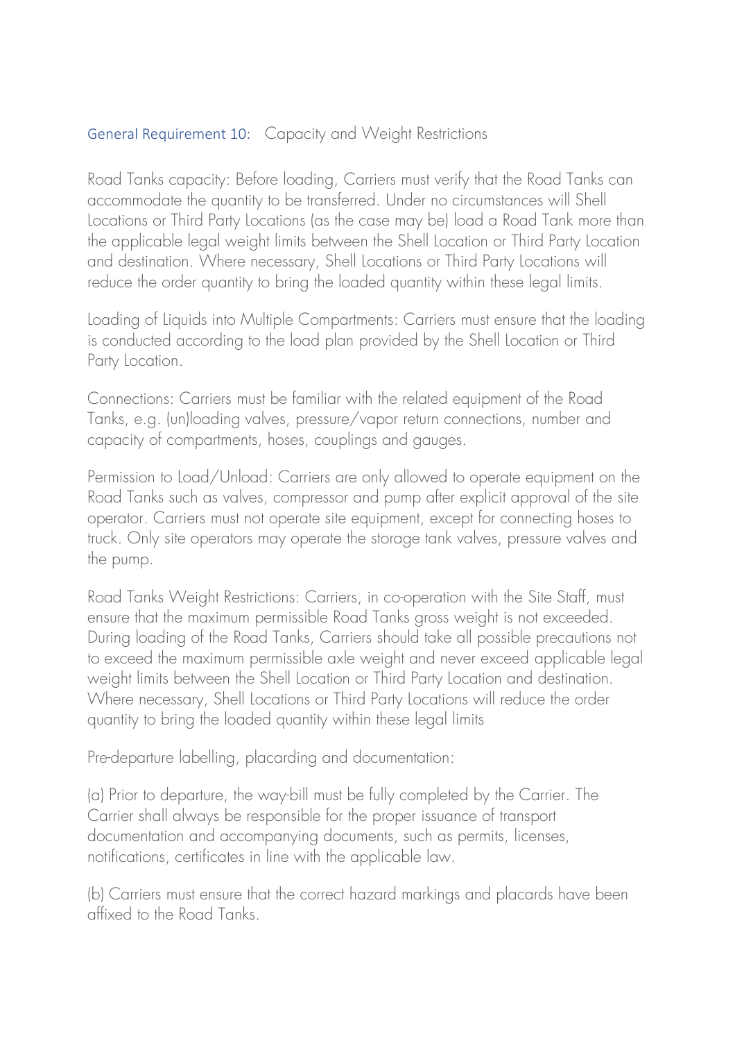## General Requirement 10: Capacity and Weight Restrictions

Road Tanks capacity: Before loading, Carriers must verify that the Road Tanks can accommodate the quantity to be transferred. Under no circumstances will Shell Locations or Third Party Locations (as the case may be) load a Road Tank more than the applicable legal weight limits between the Shell Location or Third Party Location and destination. Where necessary, Shell Locations or Third Party Locations will reduce the order quantity to bring the loaded quantity within these legal limits.

Loading of Liquids into Multiple Compartments: Carriers must ensure that the loading is conducted according to the load plan provided by the Shell Location or Third Party Location.

Connections: Carriers must be familiar with the related equipment of the Road Tanks, e.g. (un)loading valves, pressure/vapor return connections, number and capacity of compartments, hoses, couplings and gauges.

Permission to Load/Unload: Carriers are only allowed to operate equipment on the Road Tanks such as valves, compressor and pump after explicit approval of the site operator. Carriers must not operate site equipment, except for connecting hoses to truck. Only site operators may operate the storage tank valves, pressure valves and the pump.

Road Tanks Weight Restrictions: Carriers, in co-operation with the Site Staff, must ensure that the maximum permissible Road Tanks gross weight is not exceeded. During loading of the Road Tanks, Carriers should take all possible precautions not to exceed the maximum permissible axle weight and never exceed applicable legal weight limits between the Shell Location or Third Party Location and destination. Where necessary, Shell Locations or Third Party Locations will reduce the order quantity to bring the loaded quantity within these legal limits

Pre-departure labelling, placarding and documentation:

(a) Prior to departure, the way-bill must be fully completed by the Carrier. The Carrier shall always be responsible for the proper issuance of transport documentation and accompanying documents, such as permits, licenses, notifications, certificates in line with the applicable law.

(b) Carriers must ensure that the correct hazard markings and placards have been affixed to the Road Tanks.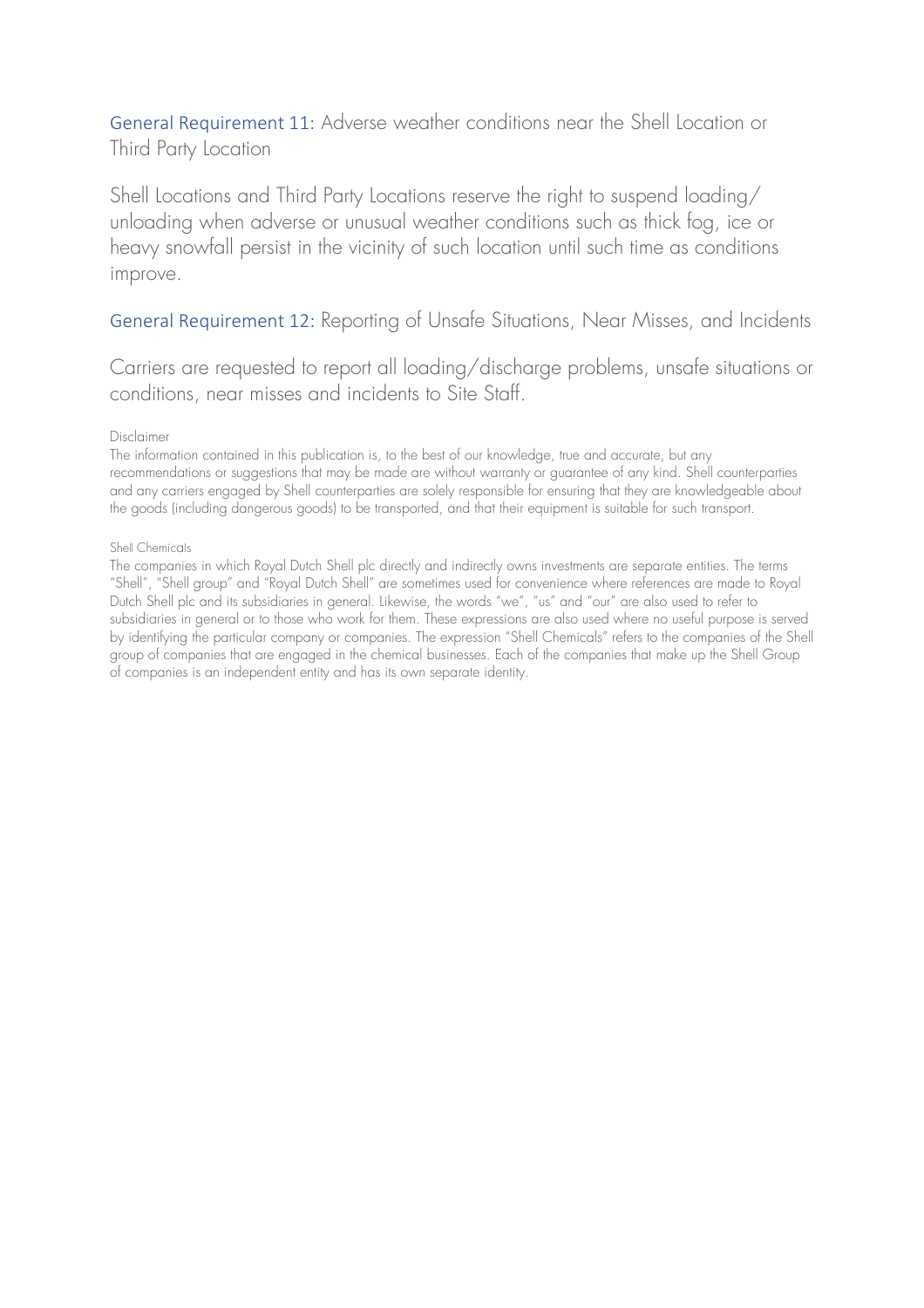## General Requirement 11: Adverse weather conditions near the Shell Location or Third Party Location

Shell Locations and Third Party Locations reserve the right to suspend loading/unloading when adverse or unusual weather conditions such as thick fog, ice or heavy snowfall persist in the vicinity of such location until such time as conditions improve.

## General Requirement 12: Reporting of Unsafe Situations, Near Misses, and Incidents

Carriers are requested to report all loading/discharge problems, unsafe situations or conditions, near misses and incidents to Site Staff.

Disclaimer

The information contained in this publication is, to the best of our knowledge, true and accurate, but any recommendations or suggestions that may be made are without warranty or guarantee of any kind. Shell counterparties and any carriers engaged by Shell counterparties are solely responsible for ensuring that they are knowledgeable about the goods (including dangerous goods) to be transported, and that their equipment is suitable for such transport.

Shell Chemicals

The companies in which Royal Dutch Shell plc directly and indirectly owns investments are separate entities. The terms "Shell", "Shell group" and "Royal Dutch Shell" are sometimes used for convenience where references are made to Royal Dutch Shell plc and its subsidiaries in general. Likewise, the words "we", "us" and "our" are also used to refer to subsidiaries in general or to those who work for them. These expressions are also used where no useful purpose is served by identifying the particular company or companies. The expression "Shell Chemicals" refers to the companies of the Shell group of companies that are engaged in the chemical businesses. Each of the companies that make up the Shell Group of companies is an independent entity and has its own separate identity.